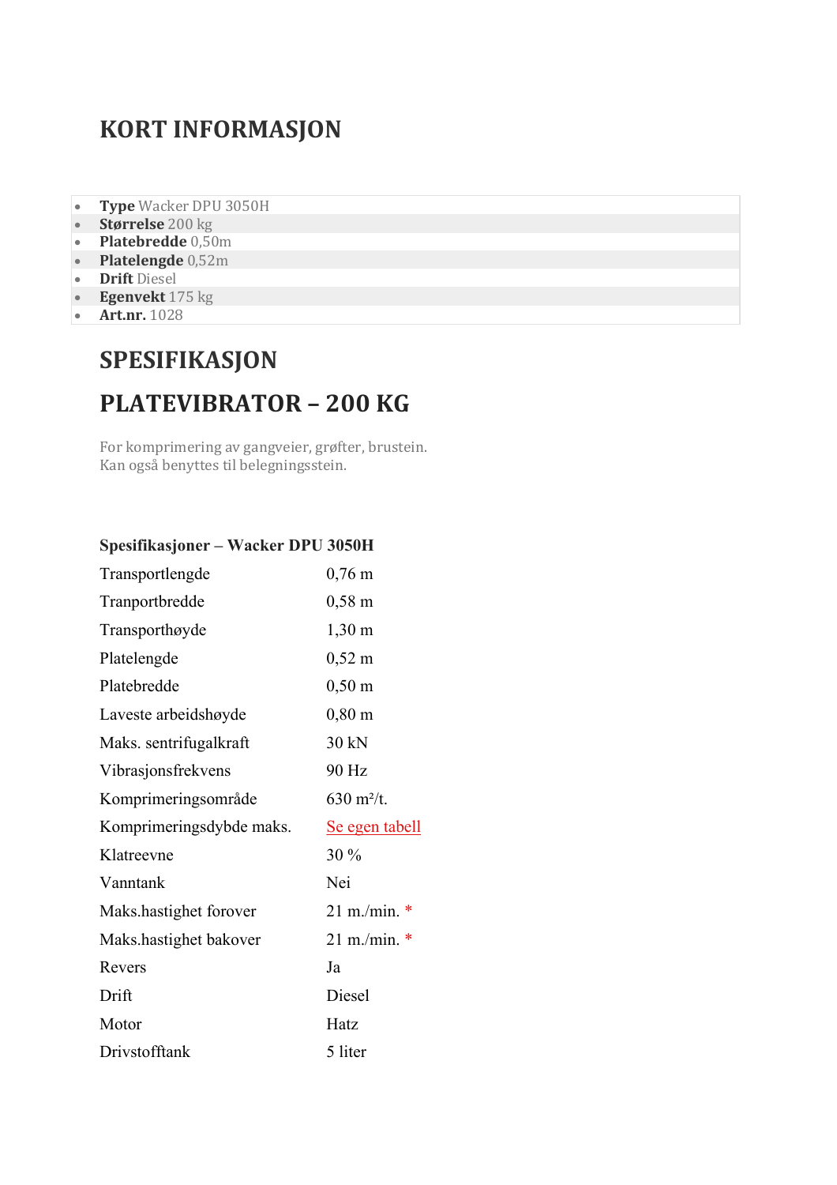# KORT INFORMASJON

- **Type** Wacker DPU 3050H
- **Størrelse** 200 kg
- **Platebredde** 0,50m
- **Platelengde** 0,52m
- **Drift** Diesel
- **Egenvekt** 175 kg
- **Art.nr.** 1028

# SPESIFIKASJON

# PLATEVIBRATOR – 200 KG

For komprimering av gangveier, grøfter, brustein.
Kan også benyttes til belegningsstein.

| **Spesifikasjoner – Wacker DPU 3050H** | |
|---|---|
| Transportlengde | 0,76 m |
| Tranportbredde | 0,58 m |
| Transporthøyde | 1,30 m |
| Platelengde | 0,52 m |
| Platebredde | 0,50 m |
| Laveste arbeidshøyde | 0,80 m |
| Maks. sentrifugalkraft | 30 kN |
| Vibrasjonsfrekvens | 90 Hz |
| Komprimeringsområde | 630 m²/t. |
| Komprimeringsdybde maks. | Se egen tabell |
| Klatreevne | 30 % |
| Vanntank | Nei |
| Maks.hastighet forover | 21 m./min. * |
| Maks.hastighet bakover | 21 m./min. * |
| Revers | Ja |
| Drift | Diesel |
| Motor | Hatz |
| Drivstofftank | 5 liter |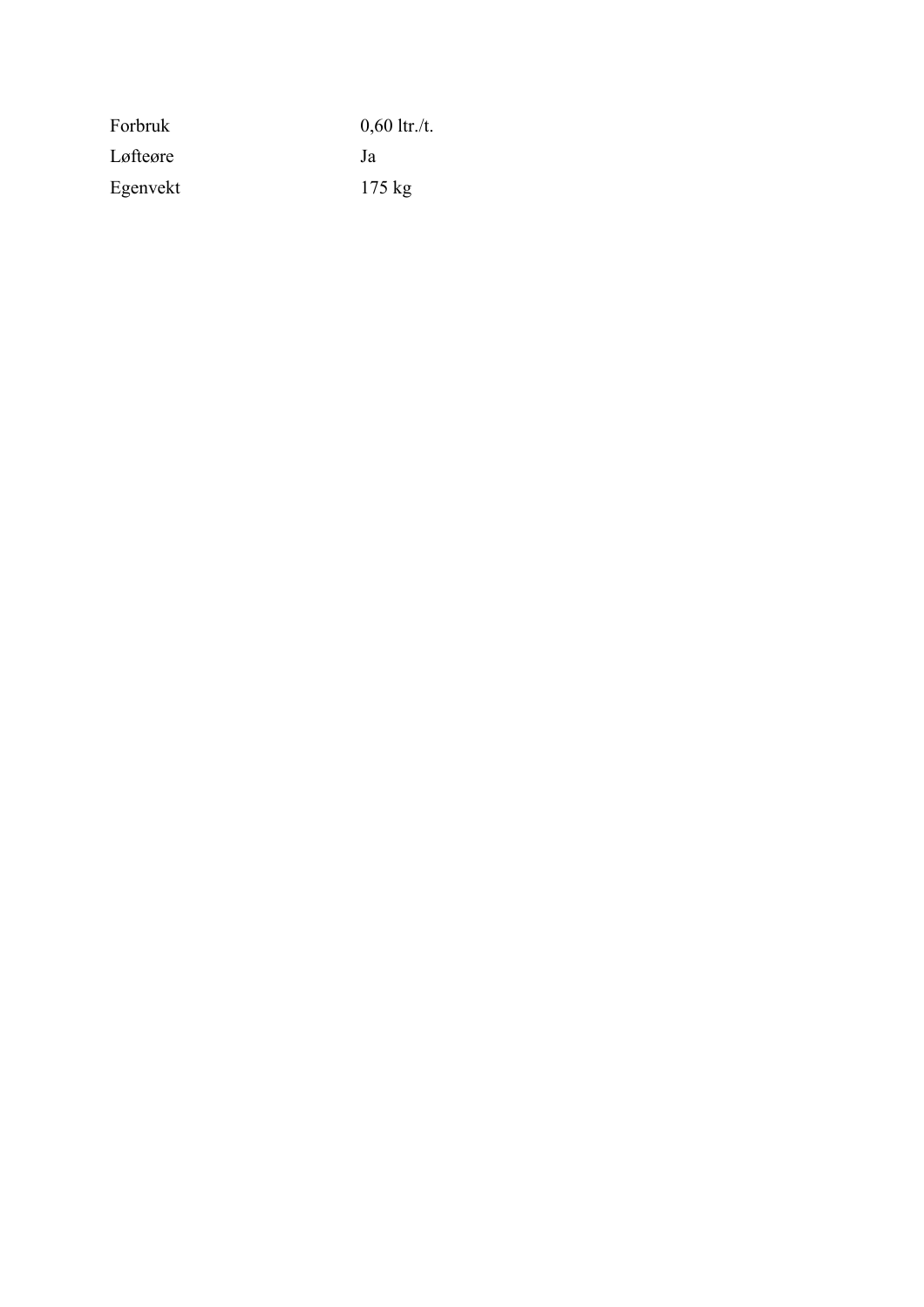| | |
|---|---|
| Forbruk | 0,60 ltr./t. |
| Løfteøre | Ja |
| Egenvekt | 175 kg |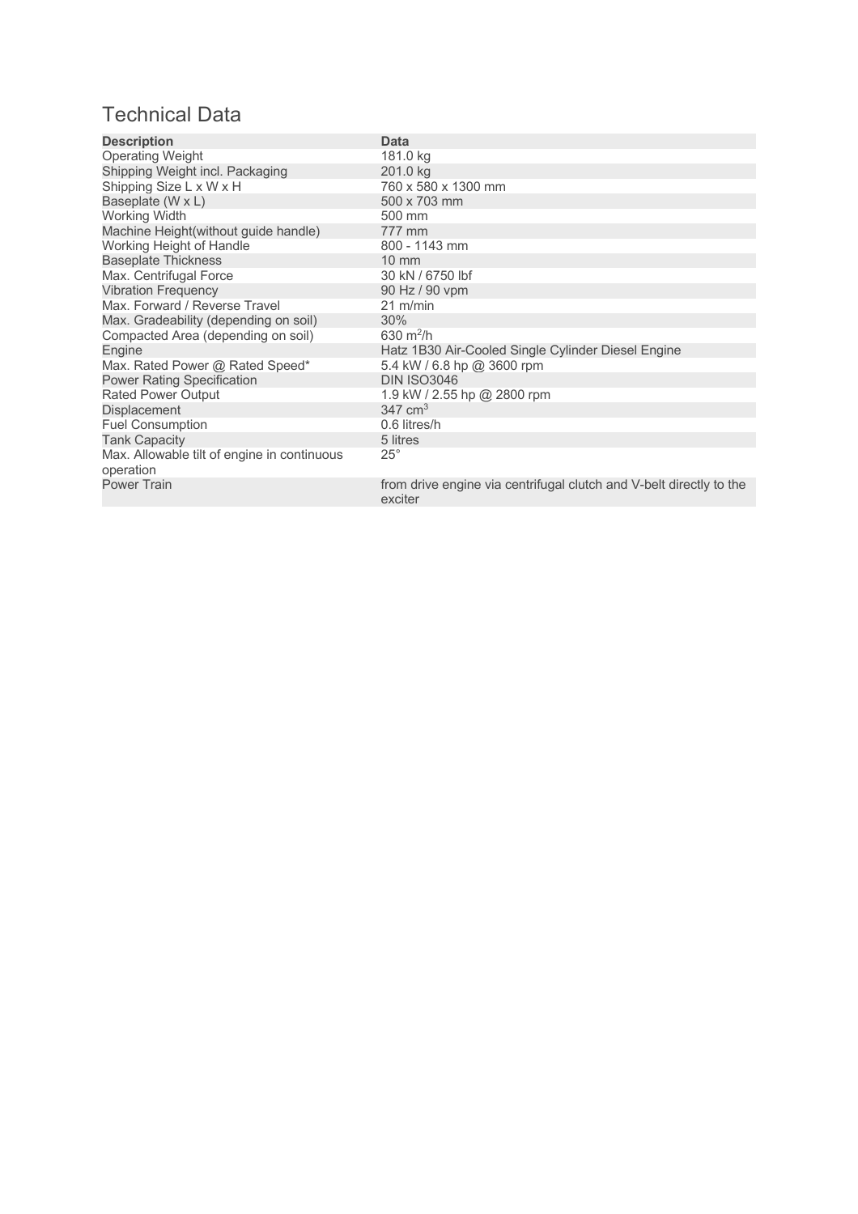## Technical Data

| Description | Data |
|---|---|
| Operating Weight | 181.0 kg |
| Shipping Weight incl. Packaging | 201.0 kg |
| Shipping Size L x W x H | 760 x 580 x 1300 mm |
| Baseplate (W x L) | 500 x 703 mm |
| Working Width | 500 mm |
| Machine Height(without guide handle) | 777 mm |
| Working Height of Handle | 800 - 1143 mm |
| Baseplate Thickness | 10 mm |
| Max. Centrifugal Force | 30 kN / 6750 lbf |
| Vibration Frequency | 90 Hz / 90 vpm |
| Max. Forward / Reverse Travel | 21 m/min |
| Max. Gradeability (depending on soil) | 30% |
| Compacted Area (depending on soil) | 630 $m^2$/h |
| Engine | Hatz 1B30 Air-Cooled Single Cylinder Diesel Engine |
| Max. Rated Power @ Rated Speed* | 5.4 kW / 6.8 hp @ 3600 rpm |
| Power Rating Specification | DIN ISO3046 |
| Rated Power Output | 1.9 kW / 2.55 hp @ 2800 rpm |
| Displacement | 347 $cm^3$ |
| Fuel Consumption | 0.6 litres/h |
| Tank Capacity | 5 litres |
| Max. Allowable tilt of engine in continuous operation | 25° |
| Power Train | from drive engine via centrifugal clutch and V-belt directly to the exciter |